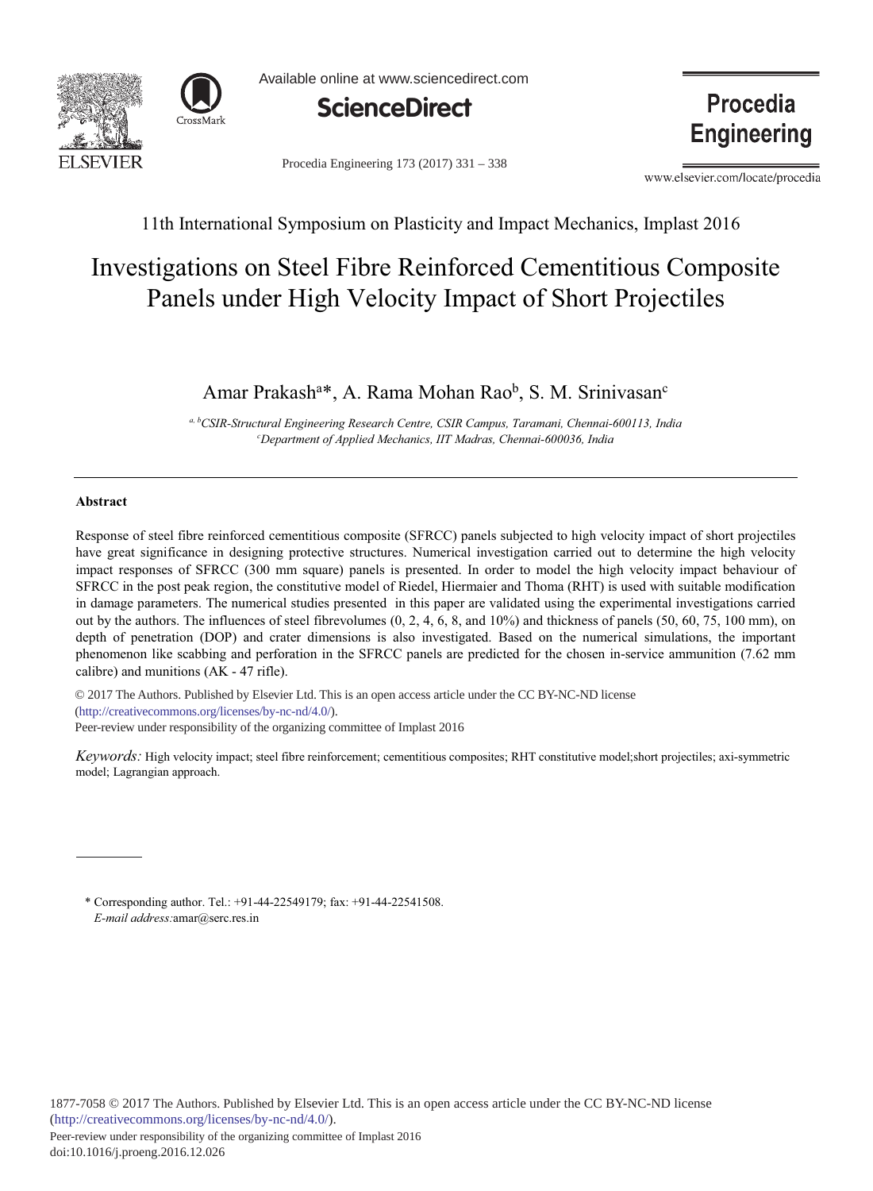11th International Symposium on Plasticity and Impact Mechanics, Implast 2016

# Investigations on Steel Fibre Reinforced Cementitious Composite Panels under High Velocity Impact of Short Projectiles

Amar Prakash[a]*, A. Rama Mohan Rao[b], S. M. Srinivasan[c]

[a, b]*CSIR-Structural Engineering Research Centre, CSIR Campus, Taramani, Chennai-600113, India*
[c]*Department of Applied Mechanics, IIT Madras, Chennai-600036, India*

## Abstract

Response of steel fibre reinforced cementitious composite (SFRCC) panels subjected to high velocity impact of short projectiles have great significance in designing protective structures. Numerical investigation carried out to determine the high velocity impact responses of SFRCC (300 mm square) panels is presented. In order to model the high velocity impact behaviour of SFRCC in the post peak region, the constitutive model of Riedel, Hiermaier and Thoma (RHT) is used with suitable modification in damage parameters. The numerical studies presented in this paper are validated using the experimental investigations carried out by the authors. The influences of steel fibrevolumes (0, 2, 4, 6, 8, and 10%) and thickness of panels (50, 60, 75, 100 mm), on depth of penetration (DOP) and crater dimensions is also investigated. Based on the numerical simulations, the important phenomenon like scabbing and perforation in the SFRCC panels are predicted for the chosen in-service ammunition (7.62 mm calibre) and munitions (AK - 47 rifle).

© 2017 The Authors. Published by Elsevier Ltd. This is an open access article under the CC BY-NC-ND license (http://creativecommons.org/licenses/by-nc-nd/4.0/).
Peer-review under responsibility of the organizing committee of Implast 2016

*Keywords:* High velocity impact; steel fibre reinforcement; cementitious composites; RHT constitutive model;short projectiles; axi-symmetric model; Lagrangian approach.

---

\* Corresponding author. Tel.: +91-44-22549179; fax: +91-44-22541508.
*E-mail address:* amar@serc.res.in

1877-7058 © 2017 The Authors. Published by Elsevier Ltd. This is an open access article under the CC BY-NC-ND license (http://creativecommons.org/licenses/by-nc-nd/4.0/).
Peer-review under responsibility of the organizing committee of Implast 2016
doi:10.1016/j.proeng.2016.12.026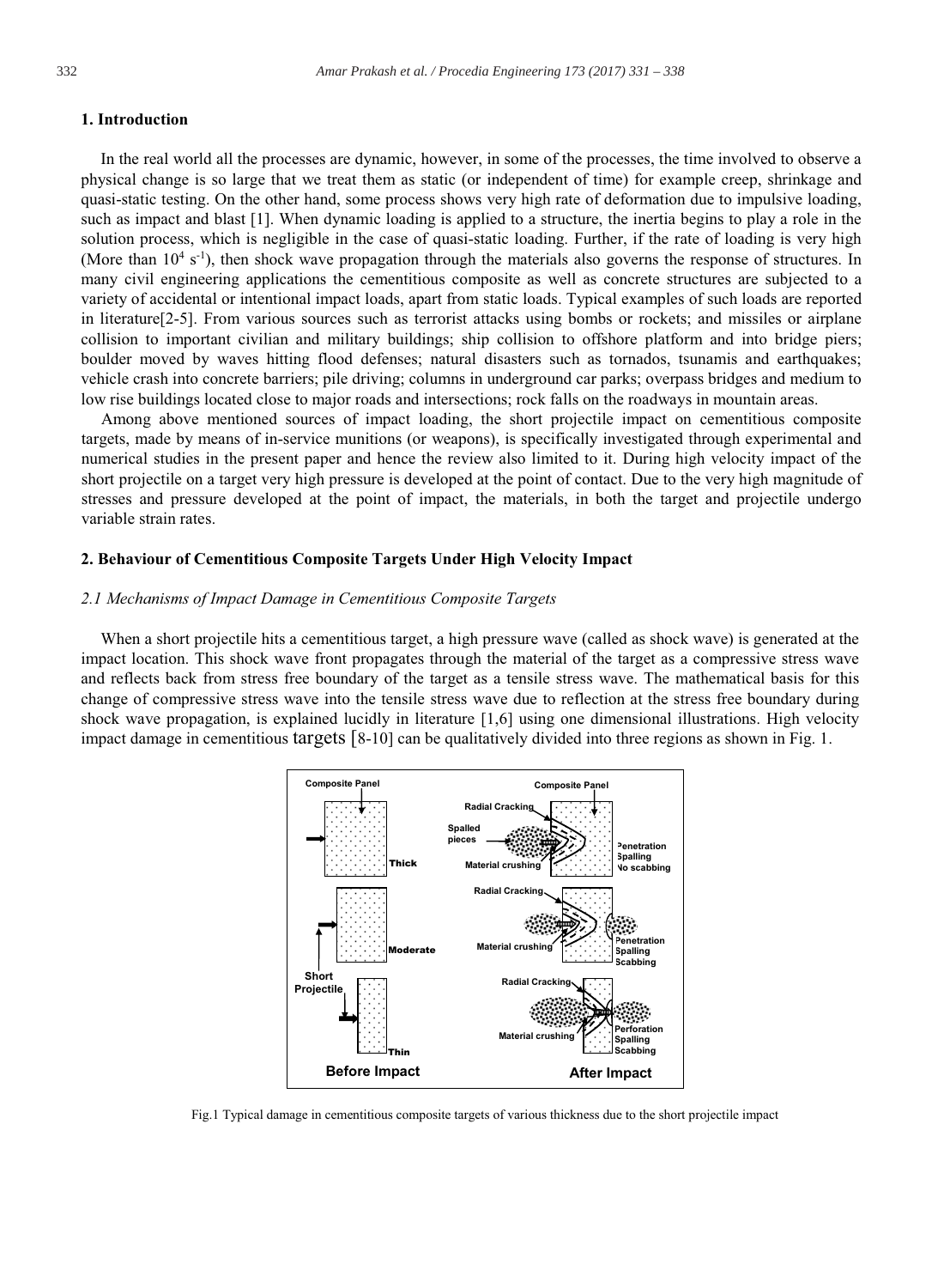## 1. Introduction

In the real world all the processes are dynamic, however, in some of the processes, the time involved to observe a physical change is so large that we treat them as static (or independent of time) for example creep, shrinkage and quasi-static testing. On the other hand, some process shows very high rate of deformation due to impulsive loading, such as impact and blast [1]. When dynamic loading is applied to a structure, the inertia begins to play a role in the solution process, which is negligible in the case of quasi-static loading. Further, if the rate of loading is very high (More than $10^4$ $s^{-1}$), then shock wave propagation through the materials also governs the response of structures. In many civil engineering applications the cementitious composite as well as concrete structures are subjected to a variety of accidental or intentional impact loads, apart from static loads. Typical examples of such loads are reported in literature[2-5]. From various sources such as terrorist attacks using bombs or rockets; and missiles or airplane collision to important civilian and military buildings; ship collision to offshore platform and into bridge piers; boulder moved by waves hitting flood defenses; natural disasters such as tornados, tsunamis and earthquakes; vehicle crash into concrete barriers; pile driving; columns in underground car parks; overpass bridges and medium to low rise buildings located close to major roads and intersections; rock falls on the roadways in mountain areas.

Among above mentioned sources of impact loading, the short projectile impact on cementitious composite targets, made by means of in-service munitions (or weapons), is specifically investigated through experimental and numerical studies in the present paper and hence the review also limited to it. During high velocity impact of the short projectile on a target very high pressure is developed at the point of contact. Due to the very high magnitude of stresses and pressure developed at the point of impact, the materials, in both the target and projectile undergo variable strain rates.

## 2. Behaviour of Cementitious Composite Targets Under High Velocity Impact

### *2.1 Mechanisms of Impact Damage in Cementitious Composite Targets*

When a short projectile hits a cementitious target, a high pressure wave (called as shock wave) is generated at the impact location. This shock wave front propagates through the material of the target as a compressive stress wave and reflects back from stress free boundary of the target as a tensile stress wave. The mathematical basis for this change of compressive stress wave into the tensile stress wave due to reflection at the stress free boundary during shock wave propagation, is explained lucidly in literature [1,6] using one dimensional illustrations. High velocity impact damage in cementitious targets [8-10] can be qualitatively divided into three regions as shown in Fig. 1.

Fig.1 Typical damage in cementitious composite targets of various thickness due to the short projectile impact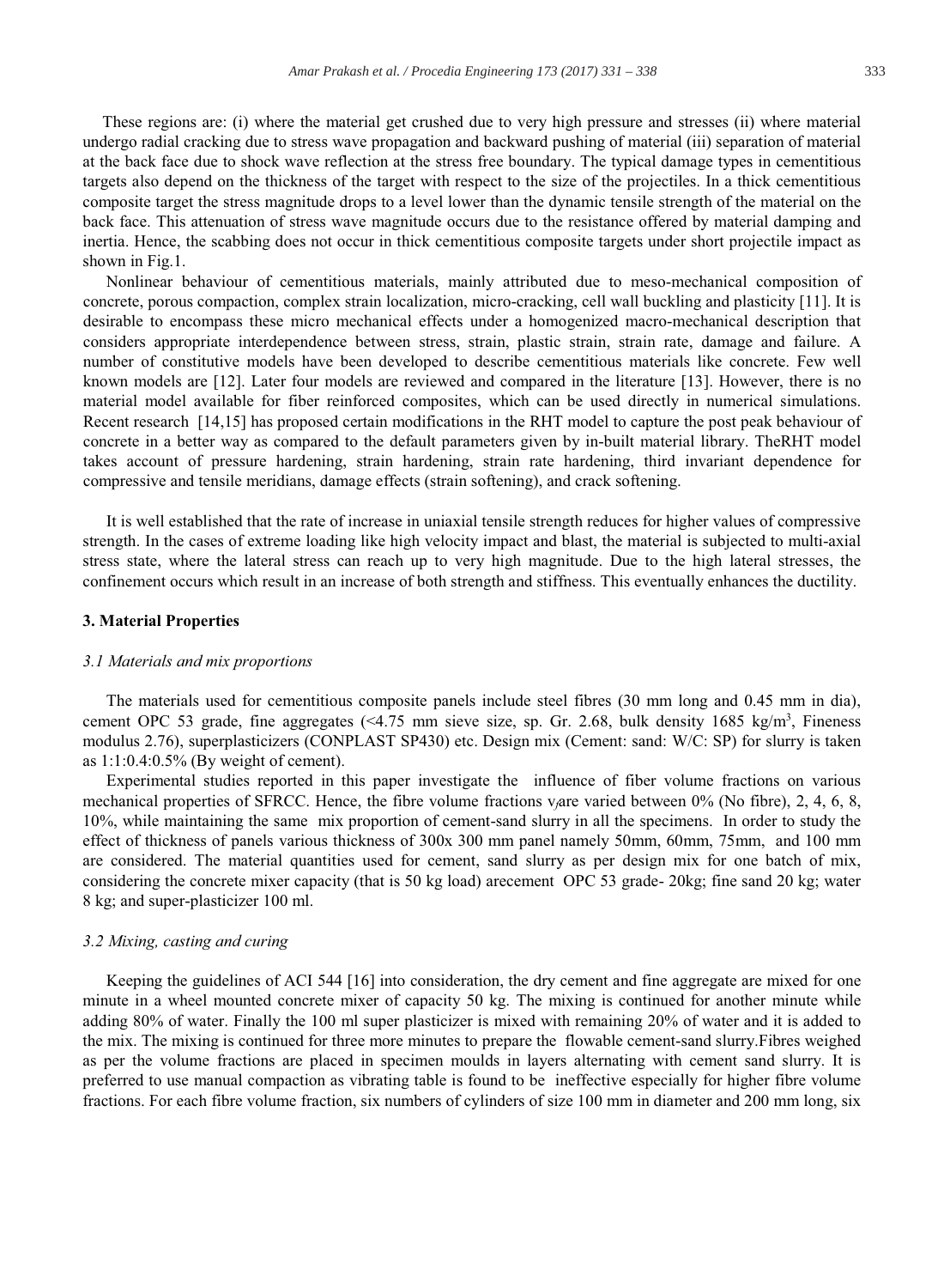These regions are: (i) where the material get crushed due to very high pressure and stresses (ii) where material undergo radial cracking due to stress wave propagation and backward pushing of material (iii) separation of material at the back face due to shock wave reflection at the stress free boundary. The typical damage types in cementitious targets also depend on the thickness of the target with respect to the size of the projectiles. In a thick cementitious composite target the stress magnitude drops to a level lower than the dynamic tensile strength of the material on the back face. This attenuation of stress wave magnitude occurs due to the resistance offered by material damping and inertia. Hence, the scabbing does not occur in thick cementitious composite targets under short projectile impact as shown in Fig.1.

Nonlinear behaviour of cementitious materials, mainly attributed due to meso-mechanical composition of concrete, porous compaction, complex strain localization, micro-cracking, cell wall buckling and plasticity [11]. It is desirable to encompass these micro mechanical effects under a homogenized macro-mechanical description that considers appropriate interdependence between stress, strain, plastic strain, strain rate, damage and failure. A number of constitutive models have been developed to describe cementitious materials like concrete. Few well known models are [12]. Later four models are reviewed and compared in the literature [13]. However, there is no material model available for fiber reinforced composites, which can be used directly in numerical simulations. Recent research [14,15] has proposed certain modifications in the RHT model to capture the post peak behaviour of concrete in a better way as compared to the default parameters given by in-built material library. TheRHT model takes account of pressure hardening, strain hardening, strain rate hardening, third invariant dependence for compressive and tensile meridians, damage effects (strain softening), and crack softening.

It is well established that the rate of increase in uniaxial tensile strength reduces for higher values of compressive strength. In the cases of extreme loading like high velocity impact and blast, the material is subjected to multi-axial stress state, where the lateral stress can reach up to very high magnitude. Due to the high lateral stresses, the confinement occurs which result in an increase of both strength and stiffness. This eventually enhances the ductility.

## 3. Material Properties

### *3.1 Materials and mix proportions*

The materials used for cementitious composite panels include steel fibres (30 mm long and 0.45 mm in dia), cement OPC 53 grade, fine aggregates (<4.75 mm sieve size, sp. Gr. 2.68, bulk density 1685 kg/m$^3$, Fineness modulus 2.76), superplasticizers (CONPLAST SP430) etc. Design mix (Cement: sand: W/C: SP) for slurry is taken as 1:1:0.4:0.5% (By weight of cement).

Experimental studies reported in this paper investigate the influence of fiber volume fractions on various mechanical properties of SFRCC. Hence, the fibre volume fractions $v_f$are varied between 0% (No fibre), 2, 4, 6, 8, 10%, while maintaining the same mix proportion of cement-sand slurry in all the specimens. In order to study the effect of thickness of panels various thickness of 300x 300 mm panel namely 50mm, 60mm, 75mm, and 100 mm are considered. The material quantities used for cement, sand slurry as per design mix for one batch of mix, considering the concrete mixer capacity (that is 50 kg load) arecement OPC 53 grade- 20kg; fine sand 20 kg; water 8 kg; and super-plasticizer 100 ml.

### *3.2 Mixing, casting and curing*

Keeping the guidelines of ACI 544 [16] into consideration, the dry cement and fine aggregate are mixed for one minute in a wheel mounted concrete mixer of capacity 50 kg. The mixing is continued for another minute while adding 80% of water. Finally the 100 ml super plasticizer is mixed with remaining 20% of water and it is added to the mix. The mixing is continued for three more minutes to prepare the flowable cement-sand slurry.Fibres weighed as per the volume fractions are placed in specimen moulds in layers alternating with cement sand slurry. It is preferred to use manual compaction as vibrating table is found to be ineffective especially for higher fibre volume fractions. For each fibre volume fraction, six numbers of cylinders of size 100 mm in diameter and 200 mm long, six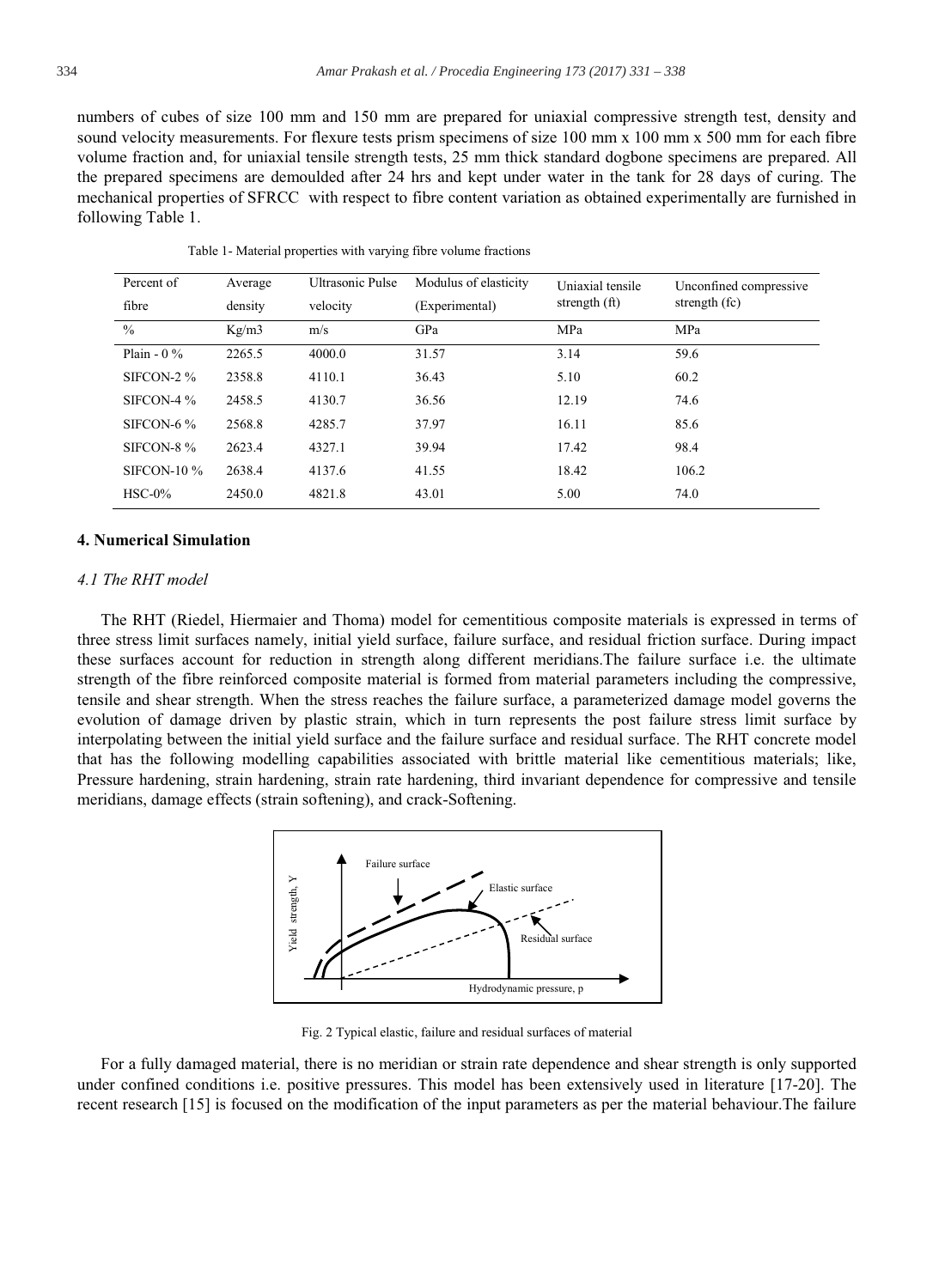numbers of cubes of size 100 mm and 150 mm are prepared for uniaxial compressive strength test, density and sound velocity measurements. For flexure tests prism specimens of size 100 mm x 100 mm x 500 mm for each fibre volume fraction and, for uniaxial tensile strength tests, 25 mm thick standard dogbone specimens are prepared. All the prepared specimens are demoulded after 24 hrs and kept under water in the tank for 28 days of curing. The mechanical properties of SFRCC with respect to fibre content variation as obtained experimentally are furnished in following Table 1.

Table 1- Material properties with varying fibre volume fractions

| Percent of fibre | Average density | Ultrasonic Pulse velocity | Modulus of elasticity (Experimental) | Uniaxial tensile strength (ft) | Unconfined compressive strength (fc) |
|---|---|---|---|---|---|
| % | Kg/m3 | m/s | GPa | MPa | MPa |
| Plain - 0 % | 2265.5 | 4000.0 | 31.57 | 3.14 | 59.6 |
| SIFCON-2 % | 2358.8 | 4110.1 | 36.43 | 5.10 | 60.2 |
| SIFCON-4 % | 2458.5 | 4130.7 | 36.56 | 12.19 | 74.6 |
| SIFCON-6 % | 2568.8 | 4285.7 | 37.97 | 16.11 | 85.6 |
| SIFCON-8 % | 2623.4 | 4327.1 | 39.94 | 17.42 | 98.4 |
| SIFCON-10 % | 2638.4 | 4137.6 | 41.55 | 18.42 | 106.2 |
| HSC-0% | 2450.0 | 4821.8 | 43.01 | 5.00 | 74.0 |

## 4. Numerical Simulation

### *4.1 The RHT model*

The RHT (Riedel, Hiermaier and Thoma) model for cementitious composite materials is expressed in terms of three stress limit surfaces namely, initial yield surface, failure surface, and residual friction surface. During impact these surfaces account for reduction in strength along different meridians.The failure surface i.e. the ultimate strength of the fibre reinforced composite material is formed from material parameters including the compressive, tensile and shear strength. When the stress reaches the failure surface, a parameterized damage model governs the evolution of damage driven by plastic strain, which in turn represents the post failure stress limit surface by interpolating between the initial yield surface and the failure surface and residual surface. The RHT concrete model that has the following modelling capabilities associated with brittle material like cementitious materials; like, Pressure hardening, strain hardening, strain rate hardening, third invariant dependence for compressive and tensile meridians, damage effects (strain softening), and crack-Softening.

Fig. 2 Typical elastic, failure and residual surfaces of material

For a fully damaged material, there is no meridian or strain rate dependence and shear strength is only supported under confined conditions i.e. positive pressures. This model has been extensively used in literature [17-20]. The recent research [15] is focused on the modification of the input parameters as per the material behaviour.The failure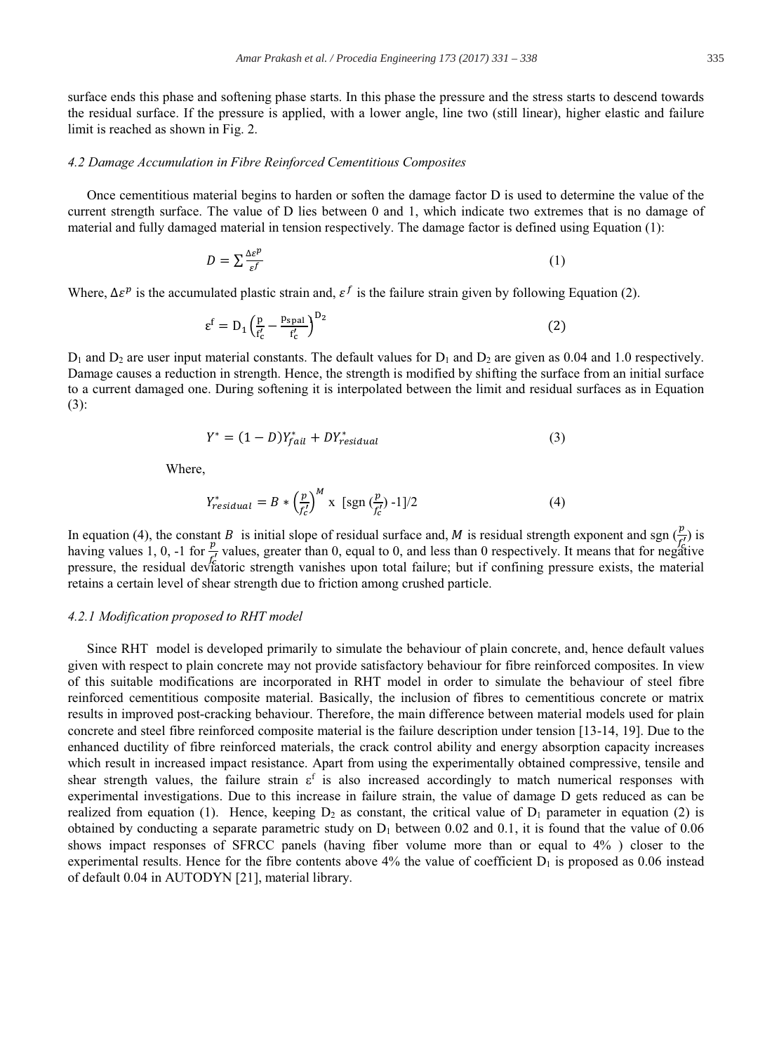surface ends this phase and softening phase starts. In this phase the pressure and the stress starts to descend towards the residual surface. If the pressure is applied, with a lower angle, line two (still linear), higher elastic and failure limit is reached as shown in Fig. 2.

### *4.2 Damage Accumulation in Fibre Reinforced Cementitious Composites*

Once cementitious material begins to harden or soften the damage factor D is used to determine the value of the current strength surface. The value of D lies between 0 and 1, which indicate two extremes that is no damage of material and fully damaged material in tension respectively. The damage factor is defined using Equation (1):

$$D = \sum \frac{\Delta\varepsilon^p}{\varepsilon^f} \tag{1}$$

Where, $\Delta\varepsilon^p$ is the accumulated plastic strain and, $\varepsilon^f$ is the failure strain given by following Equation (2).

$$\varepsilon^f = D_1 \left(\frac{p}{f_c'} - \frac{p_{spal}}{f_c'}\right)^{D_2} \tag{2}$$

$D_1$ and $D_2$ are user input material constants. The default values for $D_1$ and $D_2$ are given as 0.04 and 1.0 respectively. Damage causes a reduction in strength. Hence, the strength is modified by shifting the surface from an initial surface to a current damaged one. During softening it is interpolated between the limit and residual surfaces as in Equation (3):

$$Y^* = (1 - D)Y^*_{fail} + DY^*_{residual} \tag{3}$$

Where,

$$Y^*_{residual} = B * \left(\frac{p}{f_c'}\right)^M \text{ x } [\text{sgn}\left(\frac{p}{f_c'}\right) \text{-}1]/2 \tag{4}$$

In equation (4), the constant $B$ is initial slope of residual surface and, $M$ is residual strength exponent and sgn $(\frac{p}{f_c'})$ is having values 1, 0, -1 for $\frac{p}{f_c'}$ values, greater than 0, equal to 0, and less than 0 respectively. It means that for negative pressure, the residual deviatoric strength vanishes upon total failure; but if confining pressure exists, the material retains a certain level of shear strength due to friction among crushed particle.

#### *4.2.1 Modification proposed to RHT model*

Since RHT model is developed primarily to simulate the behaviour of plain concrete, and, hence default values given with respect to plain concrete may not provide satisfactory behaviour for fibre reinforced composites. In view of this suitable modifications are incorporated in RHT model in order to simulate the behaviour of steel fibre reinforced cementitious composite material. Basically, the inclusion of fibres to cementitious concrete or matrix results in improved post-cracking behaviour. Therefore, the main difference between material models used for plain concrete and steel fibre reinforced composite material is the failure description under tension [13-14, 19]. Due to the enhanced ductility of fibre reinforced materials, the crack control ability and energy absorption capacity increases which result in increased impact resistance. Apart from using the experimentally obtained compressive, tensile and shear strength values, the failure strain $\varepsilon^f$ is also increased accordingly to match numerical responses with experimental investigations. Due to this increase in failure strain, the value of damage D gets reduced as can be realized from equation (1). Hence, keeping $D_2$ as constant, the critical value of $D_1$ parameter in equation (2) is obtained by conducting a separate parametric study on $D_1$ between 0.02 and 0.1, it is found that the value of 0.06 shows impact responses of SFRCC panels (having fiber volume more than or equal to 4% ) closer to the experimental results. Hence for the fibre contents above 4% the value of coefficient $D_1$ is proposed as 0.06 instead of default 0.04 in AUTODYN [21], material library.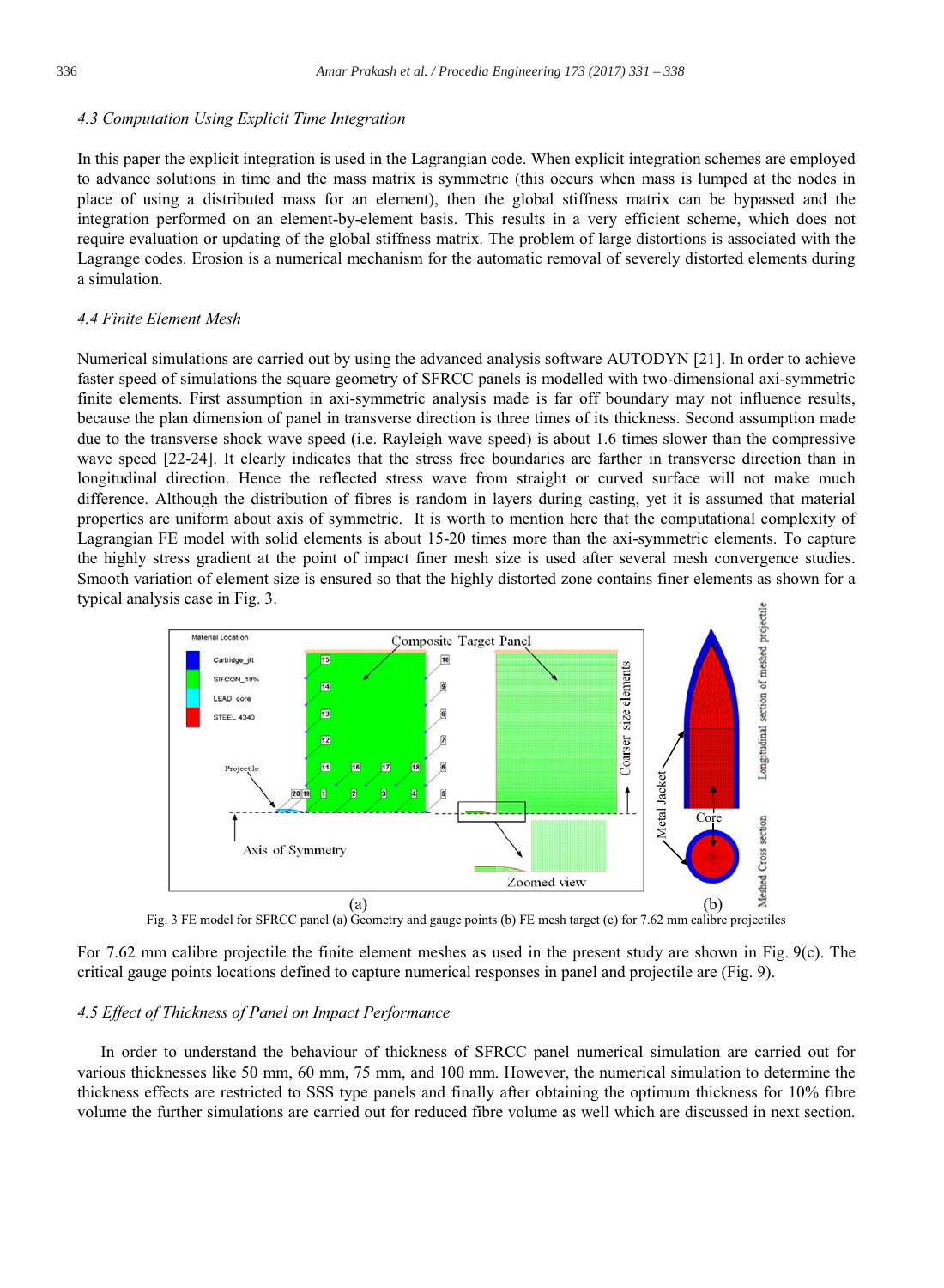### 4.3 Computation Using Explicit Time Integration

In this paper the explicit integration is used in the Lagrangian code. When explicit integration schemes are employed to advance solutions in time and the mass matrix is symmetric (this occurs when mass is lumped at the nodes in place of using a distributed mass for an element), then the global stiffness matrix can be bypassed and the integration performed on an element-by-element basis. This results in a very efficient scheme, which does not require evaluation or updating of the global stiffness matrix. The problem of large distortions is associated with the Lagrange codes. Erosion is a numerical mechanism for the automatic removal of severely distorted elements during a simulation.

### 4.4 Finite Element Mesh

Numerical simulations are carried out by using the advanced analysis software AUTODYN [21]. In order to achieve faster speed of simulations the square geometry of SFRCC panels is modelled with two-dimensional axi-symmetric finite elements. First assumption in axi-symmetric analysis made is far off boundary may not influence results, because the plan dimension of panel in transverse direction is three times of its thickness. Second assumption made due to the transverse shock wave speed (i.e. Rayleigh wave speed) is about 1.6 times slower than the compressive wave speed [22-24]. It clearly indicates that the stress free boundaries are farther in transverse direction than in longitudinal direction. Hence the reflected stress wave from straight or curved surface will not make much difference. Although the distribution of fibres is random in layers during casting, yet it is assumed that material properties are uniform about axis of symmetric. It is worth to mention here that the computational complexity of Lagrangian FE model with solid elements is about 15-20 times more than the axi-symmetric elements. To capture the highly stress gradient at the point of impact finer mesh size is used after several mesh convergence studies. Smooth variation of element size is ensured so that the highly distorted zone contains finer elements as shown for a typical analysis case in Fig. 3.

Fig. 3 FE model for SFRCC panel (a) Geometry and gauge points (b) FE mesh target (c) for 7.62 mm calibre projectiles

For 7.62 mm calibre projectile the finite element meshes as used in the present study are shown in Fig. 9(c). The critical gauge points locations defined to capture numerical responses in panel and projectile are (Fig. 9).

### 4.5 Effect of Thickness of Panel on Impact Performance

In order to understand the behaviour of thickness of SFRCC panel numerical simulation are carried out for various thicknesses like 50 mm, 60 mm, 75 mm, and 100 mm. However, the numerical simulation to determine the thickness effects are restricted to SSS type panels and finally after obtaining the optimum thickness for 10% fibre volume the further simulations are carried out for reduced fibre volume as well which are discussed in next section.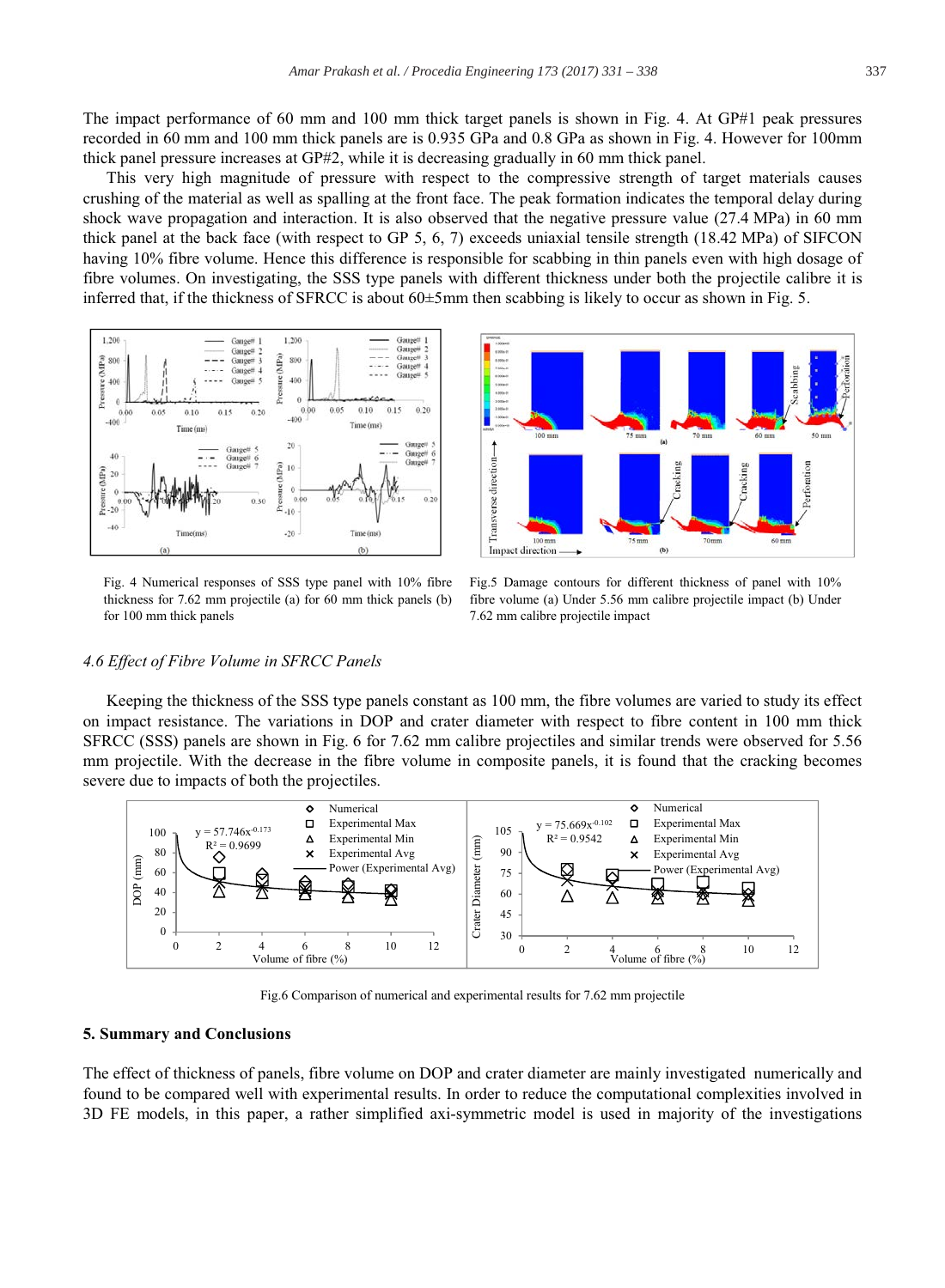The impact performance of 60 mm and 100 mm thick target panels is shown in Fig. 4. At GP#1 peak pressures recorded in 60 mm and 100 mm thick panels are is 0.935 GPa and 0.8 GPa as shown in Fig. 4. However for 100mm thick panel pressure increases at GP#2, while it is decreasing gradually in 60 mm thick panel.

This very high magnitude of pressure with respect to the compressive strength of target materials causes crushing of the material as well as spalling at the front face. The peak formation indicates the temporal delay during shock wave propagation and interaction. It is also observed that the negative pressure value (27.4 MPa) in 60 mm thick panel at the back face (with respect to GP 5, 6, 7) exceeds uniaxial tensile strength (18.42 MPa) of SIFCON having 10% fibre volume. Hence this difference is responsible for scabbing in thin panels even with high dosage of fibre volumes. On investigating, the SSS type panels with different thickness under both the projectile calibre it is inferred that, if the thickness of SFRCC is about 60±5mm then scabbing is likely to occur as shown in Fig. 5.

Fig. 4 Numerical responses of SSS type panel with 10% fibre thickness for 7.62 mm projectile (a) for 60 mm thick panels (b) for 100 mm thick panels

Fig.5 Damage contours for different thickness of panel with 10% fibre volume (a) Under 5.56 mm calibre projectile impact (b) Under 7.62 mm calibre projectile impact

### 4.6 Effect of Fibre Volume in SFRCC Panels

Keeping the thickness of the SSS type panels constant as 100 mm, the fibre volumes are varied to study its effect on impact resistance. The variations in DOP and crater diameter with respect to fibre content in 100 mm thick SFRCC (SSS) panels are shown in Fig. 6 for 7.62 mm calibre projectiles and similar trends were observed for 5.56 mm projectile. With the decrease in the fibre volume in composite panels, it is found that the cracking becomes severe due to impacts of both the projectiles.

Fig.6 Comparison of numerical and experimental results for 7.62 mm projectile

## 5. Summary and Conclusions

The effect of thickness of panels, fibre volume on DOP and crater diameter are mainly investigated numerically and found to be compared well with experimental results. In order to reduce the computational complexities involved in 3D FE models, in this paper, a rather simplified axi-symmetric model is used in majority of the investigations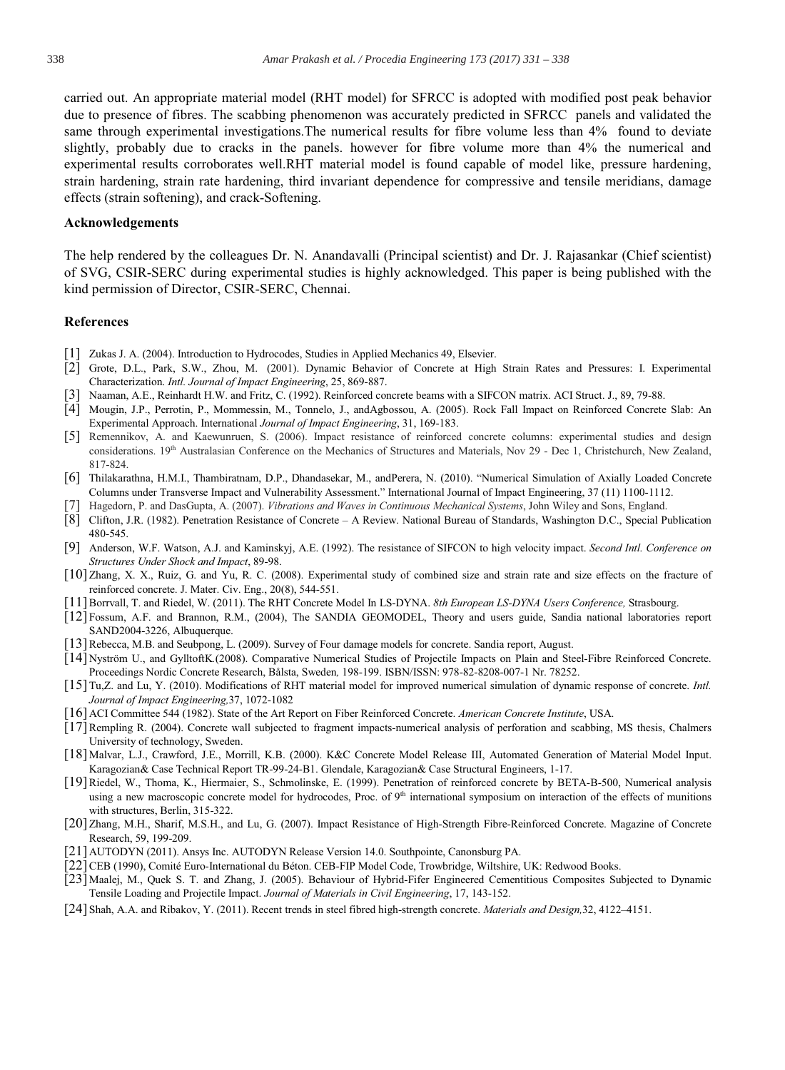carried out. An appropriate material model (RHT model) for SFRCC is adopted with modified post peak behavior due to presence of fibres. The scabbing phenomenon was accurately predicted in SFRCC panels and validated the same through experimental investigations.The numerical results for fibre volume less than 4% found to deviate slightly, probably due to cracks in the panels. however for fibre volume more than 4% the numerical and experimental results corroborates well.RHT material model is found capable of model like, pressure hardening, strain hardening, strain rate hardening, third invariant dependence for compressive and tensile meridians, damage effects (strain softening), and crack-Softening.

## Acknowledgements

The help rendered by the colleagues Dr. N. Anandavalli (Principal scientist) and Dr. J. Rajasankar (Chief scientist) of SVG, CSIR-SERC during experimental studies is highly acknowledged. This paper is being published with the kind permission of Director, CSIR-SERC, Chennai.

## References

[1] Zukas J. A. (2004). Introduction to Hydrocodes, Studies in Applied Mechanics 49, Elsevier.

[2] Grote, D.L., Park, S.W., Zhou, M. (2001). Dynamic Behavior of Concrete at High Strain Rates and Pressures: I. Experimental Characterization. *Intl. Journal of Impact Engineering*, 25, 869-887.

[3] Naaman, A.E., Reinhardt H.W. and Fritz, C. (1992). Reinforced concrete beams with a SIFCON matrix. ACI Struct. J., 89, 79-88.

[4] Mougin, J.P., Perrotin, P., Mommessin, M., Tonnelo, J., andAgbossou, A. (2005). Rock Fall Impact on Reinforced Concrete Slab: An Experimental Approach. International *Journal of Impact Engineering*, 31, 169-183.

[5] Remennikov, A. and Kaewunruen, S. (2006). Impact resistance of reinforced concrete columns: experimental studies and design considerations. 19th Australasian Conference on the Mechanics of Structures and Materials, Nov 29 - Dec 1, Christchurch, New Zealand, 817-824.

[6] Thilakarathna, H.M.I., Thambiratnam, D.P., Dhandasekar, M., andPerera, N. (2010). "Numerical Simulation of Axially Loaded Concrete Columns under Transverse Impact and Vulnerability Assessment." International Journal of Impact Engineering, 37 (11) 1100-1112.

[7] Hagedorn, P. and DasGupta, A. (2007). *Vibrations and Waves in Continuous Mechanical Systems*, John Wiley and Sons, England.

[8] Clifton, J.R. (1982). Penetration Resistance of Concrete – A Review. National Bureau of Standards, Washington D.C., Special Publication 480-545.

[9] Anderson, W.F. Watson, A.J. and Kaminskyj, A.E. (1992). The resistance of SIFCON to high velocity impact. *Second Intl. Conference on Structures Under Shock and Impact*, 89-98.

[10] Zhang, X. X., Ruiz, G. and Yu, R. C. (2008). Experimental study of combined size and strain rate and size effects on the fracture of reinforced concrete. J. Mater. Civ. Eng., 20(8), 544-551.

[11] Borrvall, T. and Riedel, W. (2011). The RHT Concrete Model In LS-DYNA. *8th European LS-DYNA Users Conference,* Strasbourg.

[12] Fossum, A.F. and Brannon, R.M., (2004), The SANDIA GEOMODEL, Theory and users guide, Sandia national laboratories report SAND2004-3226, Albuquerque.

[13] Rebecca, M.B. and Seubpong, L. (2009). Survey of Four damage models for concrete. Sandia report, August.

[14] Nyström U., and GylltoftK.(2008). Comparative Numerical Studies of Projectile Impacts on Plain and Steel-Fibre Reinforced Concrete. Proceedings Nordic Concrete Research, Bålsta, Sweden, 198-199. ISBN/ISSN: 978-82-8208-007-1 Nr. 78252.

[15] Tu,Z. and Lu, Y. (2010). Modifications of RHT material model for improved numerical simulation of dynamic response of concrete. *Intl. Journal of Impact Engineering,*37, 1072-1082

[16] ACI Committee 544 (1982). State of the Art Report on Fiber Reinforced Concrete. *American Concrete Institute*, USA.

[17] Rempling R. (2004). Concrete wall subjected to fragment impacts-numerical analysis of perforation and scabbing, MS thesis, Chalmers University of technology, Sweden.

[18] Malvar, L.J., Crawford, J.E., Morrill, K.B. (2000). K&C Concrete Model Release III, Automated Generation of Material Model Input. Karagozian& Case Technical Report TR-99-24-B1. Glendale, Karagozian& Case Structural Engineers, 1-17.

[19] Riedel, W., Thoma, K., Hiermaier, S., Schmolinske, E. (1999). Penetration of reinforced concrete by BETA-B-500, Numerical analysis using a new macroscopic concrete model for hydrocodes, Proc. of 9th international symposium on interaction of the effects of munitions with structures, Berlin, 315-322.

[20] Zhang, M.H., Sharif, M.S.H., and Lu, G. (2007). Impact Resistance of High-Strength Fibre-Reinforced Concrete. Magazine of Concrete Research, 59, 199-209.

[21] AUTODYN (2011). Ansys Inc. AUTODYN Release Version 14.0. Southpointe, Canonsburg PA.

[22] CEB (1990), Comité Euro-International du Béton. CEB-FIP Model Code, Trowbridge, Wiltshire, UK: Redwood Books.

[23] Maalej, M., Quek S. T. and Zhang, J. (2005). Behaviour of Hybrid-Fifer Engineered Cementitious Composites Subjected to Dynamic Tensile Loading and Projectile Impact. *Journal of Materials in Civil Engineering*, 17, 143-152.

[24] Shah, A.A. and Ribakov, Y. (2011). Recent trends in steel fibred high-strength concrete. *Materials and Design,*32, 4122–4151.